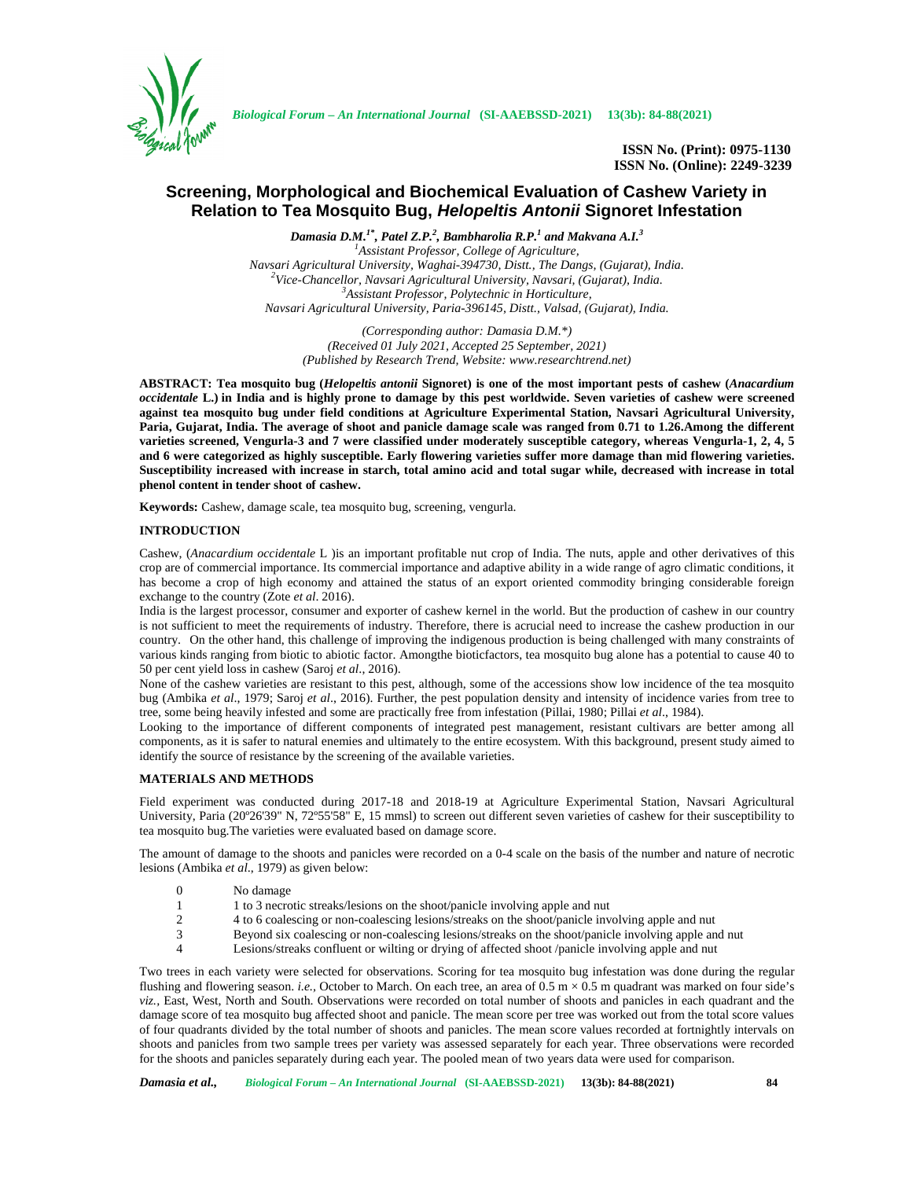ISSN No. (Print): 0975-1130
ISSN No. (Online): 2249-3239

# Screening, Morphological and Biochemical Evaluation of Cashew Variety in Relation to Tea Mosquito Bug, *Helopeltis Antonii* Signoret Infestation

***Damasia D.M.[1*], Patel Z.P.[2], Bambharolia R.P.[1] and Makvana A.I.[3]***

[1]*Assistant Professor, College of Agriculture, Navsari Agricultural University, Waghai-394730, Distt., The Dangs, (Gujarat), India.*
[2]*Vice-Chancellor, Navsari Agricultural University, Navsari, (Gujarat), India.*
[3]*Assistant Professor, Polytechnic in Horticulture, Navsari Agricultural University, Paria-396145, Distt., Valsad, (Gujarat), India.*

*(Corresponding author: Damasia D.M.\*)*
*(Received 01 July 2021, Accepted 25 September, 2021)*
*(Published by Research Trend, Website: www.researchtrend.net)*

**ABSTRACT: Tea mosquito bug (*Helopeltis antonii* Signoret) is one of the most important pests of cashew (*Anacardium occidentale* L.) in India and is highly prone to damage by this pest worldwide. Seven varieties of cashew were screened against tea mosquito bug under field conditions at Agriculture Experimental Station, Navsari Agricultural University, Paria, Gujarat, India. The average of shoot and panicle damage scale was ranged from 0.71 to 1.26.Among the different varieties screened, Vengurla-3 and 7 were classified under moderately susceptible category, whereas Vengurla-1, 2, 4, 5 and 6 were categorized as highly susceptible. Early flowering varieties suffer more damage than mid flowering varieties. Susceptibility increased with increase in starch, total amino acid and total sugar while, decreased with increase in total phenol content in tender shoot of cashew.**

**Keywords:** Cashew, damage scale, tea mosquito bug, screening, vengurla.

## INTRODUCTION

Cashew, (*Anacardium occidentale* L )is an important profitable nut crop of India. The nuts, apple and other derivatives of this crop are of commercial importance. Its commercial importance and adaptive ability in a wide range of agro climatic conditions, it has become a crop of high economy and attained the status of an export oriented commodity bringing considerable foreign exchange to the country (Zote *et al*. 2016).

India is the largest processor, consumer and exporter of cashew kernel in the world. But the production of cashew in our country is not sufficient to meet the requirements of industry. Therefore, there is acrucial need to increase the cashew production in our country. On the other hand, this challenge of improving the indigenous production is being challenged with many constraints of various kinds ranging from biotic to abiotic factor. Amongthe bioticfactors, tea mosquito bug alone has a potential to cause 40 to 50 per cent yield loss in cashew (Saroj *et al*., 2016).

None of the cashew varieties are resistant to this pest, although, some of the accessions show low incidence of the tea mosquito bug (Ambika *et al*., 1979; Saroj *et al*., 2016). Further, the pest population density and intensity of incidence varies from tree to tree, some being heavily infested and some are practically free from infestation (Pillai, 1980; Pillai *et al*., 1984).

Looking to the importance of different components of integrated pest management, resistant cultivars are better among all components, as it is safer to natural enemies and ultimately to the entire ecosystem. With this background, present study aimed to identify the source of resistance by the screening of the available varieties.

## MATERIALS AND METHODS

Field experiment was conducted during 2017-18 and 2018-19 at Agriculture Experimental Station, Navsari Agricultural University, Paria (20º26'39" N, 72º55'58" E, 15 mmsl) to screen out different seven varieties of cashew for their susceptibility to tea mosquito bug.The varieties were evaluated based on damage score.

The amount of damage to the shoots and panicles were recorded on a 0-4 scale on the basis of the number and nature of necrotic lesions (Ambika *et al*., 1979) as given below:

| | |
|---|---|
| 0 | No damage |
| 1 | 1 to 3 necrotic streaks/lesions on the shoot/panicle involving apple and nut |
| 2 | 4 to 6 coalescing or non-coalescing lesions/streaks on the shoot/panicle involving apple and nut |
| 3 | Beyond six coalescing or non-coalescing lesions/streaks on the shoot/panicle involving apple and nut |
| 4 | Lesions/streaks confluent or wilting or drying of affected shoot /panicle involving apple and nut |

Two trees in each variety were selected for observations. Scoring for tea mosquito bug infestation was done during the regular flushing and flowering season. *i.e.*, October to March. On each tree, an area of 0.5 m × 0.5 m quadrant was marked on four side's *viz.*, East, West, North and South. Observations were recorded on total number of shoots and panicles in each quadrant and the damage score of tea mosquito bug affected shoot and panicle. The mean score per tree was worked out from the total score values of four quadrants divided by the total number of shoots and panicles. The mean score values recorded at fortnightly intervals on shoots and panicles from two sample trees per variety was assessed separately for each year. Three observations were recorded for the shoots and panicles separately during each year. The pooled mean of two years data were used for comparison.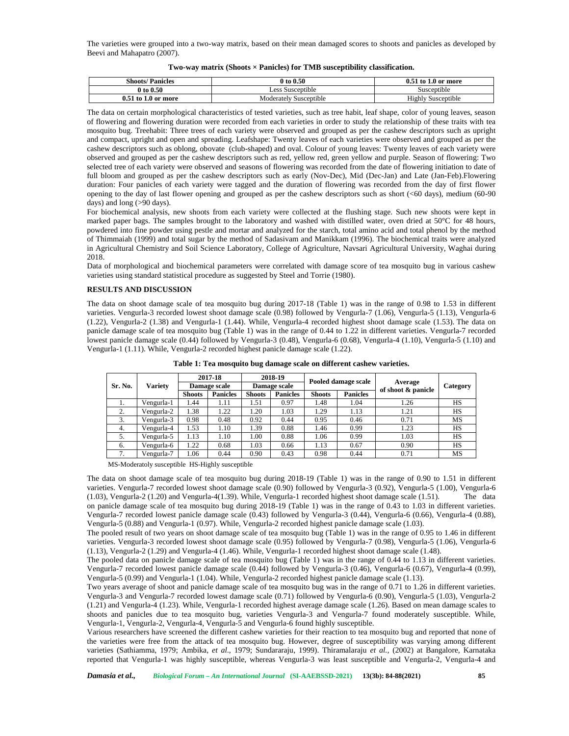The varieties were grouped into a two-way matrix, based on their mean damaged scores to shoots and panicles as developed by Beevi and Mahapatro (2007).

**Two-way matrix (Shoots × Panicles) for TMB susceptibility classification.**

| Shoots/ Panicles | 0 to 0.50 | 0.51 to 1.0 or more |
|---|---|---|
| 0 to 0.50 | Less Susceptible | Susceptible |
| 0.51 to 1.0 or more | Moderately Susceptible | Highly Susceptible |

The data on certain morphological characteristics of tested varieties, such as tree habit, leaf shape, color of young leaves, season of flowering and flowering duration were recorded from each varieties in order to study the relationship of these traits with tea mosquito bug. Treehabit: Three trees of each variety were observed and grouped as per the cashew descriptors such as upright and compact, upright and open and spreading. Leafshape: Twenty leaves of each varieties were observed and grouped as per the cashew descriptors such as oblong, obovate (club-shaped) and oval. Colour of young leaves: Twenty leaves of each variety were observed and grouped as per the cashew descriptors such as red, yellow red, green yellow and purple. Season of flowering: Two selected tree of each variety were observed and seasons of flowering was recorded from the date of flowering initiation to date of full bloom and grouped as per the cashew descriptors such as early (Nov-Dec), Mid (Dec-Jan) and Late (Jan-Feb).Flowering duration: Four panicles of each variety were tagged and the duration of flowering was recorded from the day of first flower opening to the day of last flower opening and grouped as per the cashew descriptors such as short (<60 days), medium (60-90 days) and long (>90 days).

For biochemical analysis, new shoots from each variety were collected at the flushing stage. Such new shoots were kept in marked paper bags. The samples brought to the laboratory and washed with distilled water, oven dried at 50°C for 48 hours, powdered into fine powder using pestle and mortar and analyzed for the starch, total amino acid and total phenol by the method of Thimmaiah (1999) and total sugar by the method of Sadasivam and Manikkam (1996). The biochemical traits were analyzed in Agricultural Chemistry and Soil Science Laboratory, College of Agriculture, Navsari Agricultural University, Waghai during 2018.

Data of morphological and biochemical parameters were correlated with damage score of tea mosquito bug in various cashew varieties using standard statistical procedure as suggested by Steel and Torrie (1980).

## RESULTS AND DISCUSSION

The data on shoot damage scale of tea mosquito bug during 2017-18 (Table 1) was in the range of 0.98 to 1.53 in different varieties. Vengurla-3 recorded lowest shoot damage scale (0.98) followed by Vengurla-7 (1.06), Vengurla-5 (1.13), Vengurla-6 (1.22), Vengurla-2 (1.38) and Vengurla-1 (1.44). While, Vengurla-4 recorded highest shoot damage scale (1.53). The data on panicle damage scale of tea mosquito bug (Table 1) was in the range of 0.44 to 1.22 in different varieties. Vengurla-7 recorded lowest panicle damage scale (0.44) followed by Vengurla-3 (0.48), Vengurla-6 (0.68), Vengurla-4 (1.10), Vengurla-5 (1.10) and Vengurla-1 (1.11). While, Vengurla-2 recorded highest panicle damage scale (1.22).

**Table 1: Tea mosquito bug damage scale on different cashew varieties.**

| Sr. No. | Variety | 2017-18 Damage scale | | 2018-19 Damage scale | | Pooled damage scale | | Average of shoot & panicle | Category |
|---|---|---|---|---|---|---|---|---|---|
| | | Shoots | Panicles | Shoots | Panicles | Shoots | Panicles | | |
| 1. | Vengurla-1 | 1.44 | 1.11 | 1.51 | 0.97 | 1.48 | 1.04 | 1.26 | HS |
| 2. | Vengurla-2 | 1.38 | 1.22 | 1.20 | 1.03 | 1.29 | 1.13 | 1.21 | HS |
| 3. | Vengurla-3 | 0.98 | 0.48 | 0.92 | 0.44 | 0.95 | 0.46 | 0.71 | MS |
| 4. | Vengurla-4 | 1.53 | 1.10 | 1.39 | 0.88 | 1.46 | 0.99 | 1.23 | HS |
| 5. | Vengurla-5 | 1.13 | 1.10 | 1.00 | 0.88 | 1.06 | 0.99 | 1.03 | HS |
| 6. | Vengurla-6 | 1.22 | 0.68 | 1.03 | 0.66 | 1.13 | 0.67 | 0.90 | HS |
| 7. | Vengurla-7 | 1.06 | 0.44 | 0.90 | 0.43 | 0.98 | 0.44 | 0.71 | MS |

MS-Moderatoly susceptible HS-Highly susceptible

The data on shoot damage scale of tea mosquito bug during 2018-19 (Table 1) was in the range of 0.90 to 1.51 in different varieties. Vengurla-7 recorded lowest shoot damage scale (0.90) followed by Vengurla-3 (0.92), Vengurla-5 (1.00), Vengurla-6 (1.03), Vengurla-2 (1.20) and Vengurla-4(1.39). While, Vengurla-1 recorded highest shoot damage scale (1.51). The data on panicle damage scale of tea mosquito bug during 2018-19 (Table 1) was in the range of 0.43 to 1.03 in different varieties. Vengurla-7 recorded lowest panicle damage scale (0.43) followed by Vengurla-3 (0.44), Vengurla-6 (0.66), Vengurla-4 (0.88), Vengurla-5 (0.88) and Vengurla-1 (0.97). While, Vengurla-2 recorded highest panicle damage scale (1.03).

The pooled result of two years on shoot damage scale of tea mosquito bug (Table 1) was in the range of 0.95 to 1.46 in different varieties. Vengurla-3 recorded lowest shoot damage scale (0.95) followed by Vengurla-7 (0.98), Vengurla-5 (1.06), Vengurla-6 (1.13), Vengurla-2 (1.29) and Vengurla-4 (1.46). While, Vengurla-1 recorded highest shoot damage scale (1.48).

The pooled data on panicle damage scale of tea mosquito bug (Table 1) was in the range of 0.44 to 1.13 in different varieties. Vengurla-7 recorded lowest panicle damage scale (0.44) followed by Vengurla-3 (0.46), Vengurla-6 (0.67), Vengurla-4 (0.99), Vengurla-5 (0.99) and Vengurla-1 (1.04). While, Vengurla-2 recorded highest panicle damage scale (1.13).

Two years average of shoot and panicle damage scale of tea mosquito bug was in the range of 0.71 to 1.26 in different varieties. Vengurla-3 and Vengurla-7 recorded lowest damage scale (0.71) followed by Vengurla-6 (0.90), Vengurla-5 (1.03), Vengurla-2 (1.21) and Vengurla-4 (1.23). While, Vengurla-1 recorded highest average damage scale (1.26). Based on mean damage scales to shoots and panicles due to tea mosquito bug, varieties Vengurla-3 and Vengurla-7 found moderately susceptible. While, Vengurla-1, Vengurla-2, Vengurla-4, Vengurla-5 and Vengurla-6 found highly susceptible.

Various researchers have screened the different cashew varieties for their reaction to tea mosquito bug and reported that none of the varieties were free from the attack of tea mosquito bug. However, degree of susceptibility was varying among different varieties (Sathiamma, 1979; Ambika, *et al*., 1979; Sundararaju, 1999). Thiramalaraju *et al.*, (2002) at Bangalore, Karnataka reported that Vengurla-1 was highly susceptible, whereas Vengurla-3 was least susceptible and Vengurla-2, Vengurla-4 and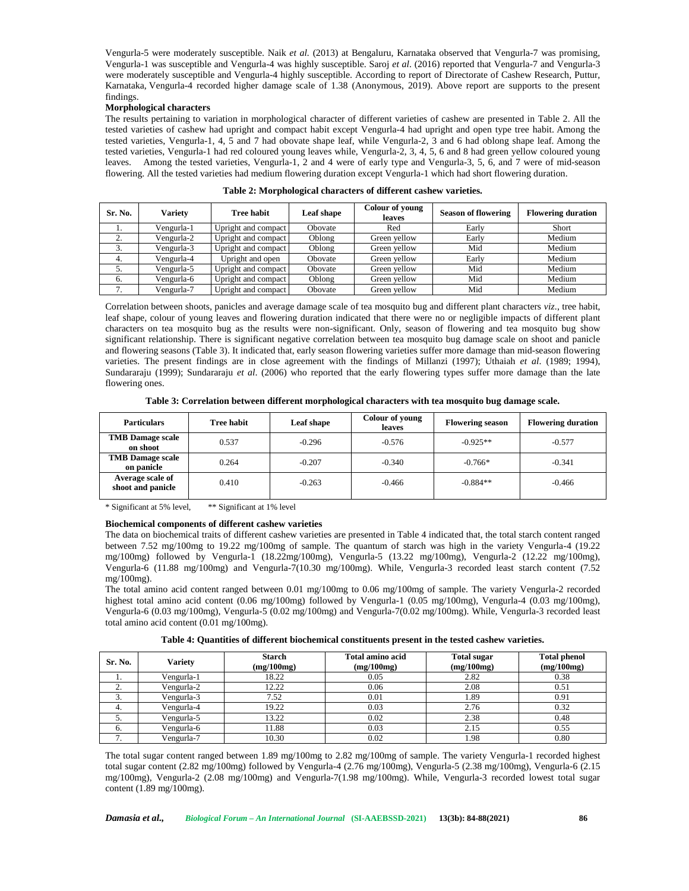Vengurla-5 were moderately susceptible. Naik *et al.* (2013) at Bengaluru, Karnataka observed that Vengurla-7 was promising, Vengurla-1 was susceptible and Vengurla-4 was highly susceptible. Saroj *et al.* (2016) reported that Vengurla-7 and Vengurla-3 were moderately susceptible and Vengurla-4 highly susceptible. According to report of Directorate of Cashew Research, Puttur, Karnataka, Vengurla-4 recorded higher damage scale of 1.38 (Anonymous, 2019). Above report are supports to the present findings.

**Morphological characters**

The results pertaining to variation in morphological character of different varieties of cashew are presented in Table 2. All the tested varieties of cashew had upright and compact habit except Vengurla-4 had upright and open type tree habit. Among the tested varieties, Vengurla-1, 4, 5 and 7 had obovate shape leaf, while Vengurla-2, 3 and 6 had oblong shape leaf. Among the tested varieties, Vengurla-1 had red coloured young leaves while, Vengurla-2, 3, 4, 5, 6 and 8 had green yellow coloured young leaves. Among the tested varieties, Vengurla-1, 2 and 4 were of early type and Vengurla-3, 5, 6, and 7 were of mid-season flowering. All the tested varieties had medium flowering duration except Vengurla-1 which had short flowering duration.

**Table 2: Morphological characters of different cashew varieties.**

| Sr. No. | Variety | Tree habit | Leaf shape | Colour of young leaves | Season of flowering | Flowering duration |
|---|---|---|---|---|---|---|
| 1. | Vengurla-1 | Upright and compact | Obovate | Red | Early | Short |
| 2. | Vengurla-2 | Upright and compact | Oblong | Green yellow | Early | Medium |
| 3. | Vengurla-3 | Upright and compact | Oblong | Green yellow | Mid | Medium |
| 4. | Vengurla-4 | Upright and open | Obovate | Green yellow | Early | Medium |
| 5. | Vengurla-5 | Upright and compact | Obovate | Green yellow | Mid | Medium |
| 6. | Vengurla-6 | Upright and compact | Oblong | Green yellow | Mid | Medium |
| 7. | Vengurla-7 | Upright and compact | Obovate | Green yellow | Mid | Medium |

Correlation between shoots, panicles and average damage scale of tea mosquito bug and different plant characters *viz.*, tree habit, leaf shape, colour of young leaves and flowering duration indicated that there were no or negligible impacts of different plant characters on tea mosquito bug as the results were non-significant. Only, season of flowering and tea mosquito bug show significant relationship. There is significant negative correlation between tea mosquito bug damage scale on shoot and panicle and flowering seasons (Table 3). It indicated that, early season flowering varieties suffer more damage than mid-season flowering varieties. The present findings are in close agreement with the findings of Millanzi (1997); Uthaiah *et al.* (1989; 1994), Sundararaju (1999); Sundararaju *et al.* (2006) who reported that the early flowering types suffer more damage than the late flowering ones.

**Table 3: Correlation between different morphological characters with tea mosquito bug damage scale.**

| Particulars | Tree habit | Leaf shape | Colour of young leaves | Flowering season | Flowering duration |
|---|---|---|---|---|---|
| **TMB Damage scale on shoot** | 0.537 | -0.296 | -0.576 | -0.925** | -0.577 |
| **TMB Damage scale on panicle** | 0.264 | -0.207 | -0.340 | -0.766* | -0.341 |
| **Average scale of shoot and panicle** | 0.410 | -0.263 | -0.466 | -0.884** | -0.466 |

\* Significant at 5% level, ** Significant at 1% level

**Biochemical components of different cashew varieties**

The data on biochemical traits of different cashew varieties are presented in Table 4 indicated that, the total starch content ranged between 7.52 mg/100mg to 19.22 mg/100mg of sample. The quantum of starch was high in the variety Vengurla-4 (19.22 mg/100mg) followed by Vengurla-1 (18.22mg/100mg), Vengurla-5 (13.22 mg/100mg), Vengurla-2 (12.22 mg/100mg), Vengurla-6 (11.88 mg/100mg) and Vengurla-7(10.30 mg/100mg). While, Vengurla-3 recorded least starch content (7.52 mg/100mg).

The total amino acid content ranged between 0.01 mg/100mg to 0.06 mg/100mg of sample. The variety Vengurla-2 recorded highest total amino acid content (0.06 mg/100mg) followed by Vengurla-1 (0.05 mg/100mg), Vengurla-4 (0.03 mg/100mg), Vengurla-6 (0.03 mg/100mg), Vengurla-5 (0.02 mg/100mg) and Vengurla-7(0.02 mg/100mg). While, Vengurla-3 recorded least total amino acid content (0.01 mg/100mg).

**Table 4: Quantities of different biochemical constituents present in the tested cashew varieties.**

| Sr. No. | Variety | Starch (mg/100mg) | Total amino acid (mg/100mg) | Total sugar (mg/100mg) | Total phenol (mg/100mg) |
|---|---|---|---|---|---|
| 1. | Vengurla-1 | 18.22 | 0.05 | 2.82 | 0.38 |
| 2. | Vengurla-2 | 12.22 | 0.06 | 2.08 | 0.51 |
| 3. | Vengurla-3 | 7.52 | 0.01 | 1.89 | 0.91 |
| 4. | Vengurla-4 | 19.22 | 0.03 | 2.76 | 0.32 |
| 5. | Vengurla-5 | 13.22 | 0.02 | 2.38 | 0.48 |
| 6. | Vengurla-6 | 11.88 | 0.03 | 2.15 | 0.55 |
| 7. | Vengurla-7 | 10.30 | 0.02 | 1.98 | 0.80 |

The total sugar content ranged between 1.89 mg/100mg to 2.82 mg/100mg of sample. The variety Vengurla-1 recorded highest total sugar content (2.82 mg/100mg) followed by Vengurla-4 (2.76 mg/100mg), Vengurla-5 (2.38 mg/100mg), Vengurla-6 (2.15 mg/100mg), Vengurla-2 (2.08 mg/100mg) and Vengurla-7(1.98 mg/100mg). While, Vengurla-3 recorded lowest total sugar content (1.89 mg/100mg).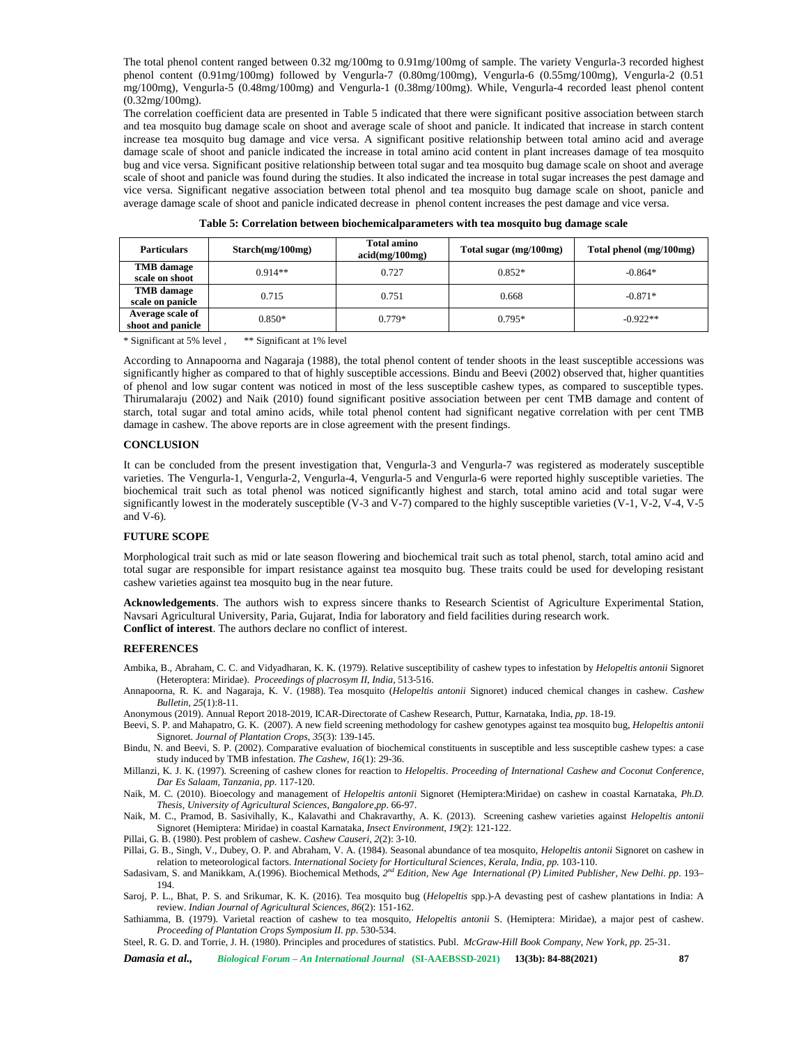The total phenol content ranged between 0.32 mg/100mg to 0.91mg/100mg of sample. The variety Vengurla-3 recorded highest phenol content (0.91mg/100mg) followed by Vengurla-7 (0.80mg/100mg), Vengurla-6 (0.55mg/100mg), Vengurla-2 (0.51 mg/100mg), Vengurla-5 (0.48mg/100mg) and Vengurla-1 (0.38mg/100mg). While, Vengurla-4 recorded least phenol content (0.32mg/100mg).

The correlation coefficient data are presented in Table 5 indicated that there were significant positive association between starch and tea mosquito bug damage scale on shoot and average scale of shoot and panicle. It indicated that increase in starch content increase tea mosquito bug damage and vice versa. A significant positive relationship between total amino acid and average damage scale of shoot and panicle indicated the increase in total amino acid content in plant increases damage of tea mosquito bug and vice versa. Significant positive relationship between total sugar and tea mosquito bug damage scale on shoot and average scale of shoot and panicle was found during the studies. It also indicated the increase in total sugar increases the pest damage and vice versa. Significant negative association between total phenol and tea mosquito bug damage scale on shoot, panicle and average damage scale of shoot and panicle indicated decrease in phenol content increases the pest damage and vice versa.

**Table 5: Correlation between biochemicalparameters with tea mosquito bug damage scale**

| Particulars | Starch(mg/100mg) | Total amino acid(mg/100mg) | Total sugar (mg/100mg) | Total phenol (mg/100mg) |
|---|---|---|---|---|
| TMB damage scale on shoot | 0.914** | 0.727 | 0.852* | -0.864* |
| TMB damage scale on panicle | 0.715 | 0.751 | 0.668 | -0.871* |
| Average scale of shoot and panicle | 0.850* | 0.779* | 0.795* | -0.922** |

* Significant at 5% level ,    ** Significant at 1% level

According to Annapoorna and Nagaraja (1988), the total phenol content of tender shoots in the least susceptible accessions was significantly higher as compared to that of highly susceptible accessions. Bindu and Beevi (2002) observed that, higher quantities of phenol and low sugar content was noticed in most of the less susceptible cashew types, as compared to susceptible types. Thirumalaraju (2002) and Naik (2010) found significant positive association between per cent TMB damage and content of starch, total sugar and total amino acids, while total phenol content had significant negative correlation with per cent TMB damage in cashew. The above reports are in close agreement with the present findings.

## CONCLUSION

It can be concluded from the present investigation that, Vengurla-3 and Vengurla-7 was registered as moderately susceptible varieties. The Vengurla-1, Vengurla-2, Vengurla-4, Vengurla-5 and Vengurla-6 were reported highly susceptible varieties. The biochemical trait such as total phenol was noticed significantly highest and starch, total amino acid and total sugar were significantly lowest in the moderately susceptible (V-3 and V-7) compared to the highly susceptible varieties (V-1, V-2, V-4, V-5 and V-6).

## FUTURE SCOPE

Morphological trait such as mid or late season flowering and biochemical trait such as total phenol, starch, total amino acid and total sugar are responsible for impart resistance against tea mosquito bug. These traits could be used for developing resistant cashew varieties against tea mosquito bug in the near future.

**Acknowledgements**. The authors wish to express sincere thanks to Research Scientist of Agriculture Experimental Station, Navsari Agricultural University, Paria, Gujarat, India for laboratory and field facilities during research work.
**Conflict of interest**. The authors declare no conflict of interest.

## REFERENCES

Ambika, B., Abraham, C. C. and Vidyadharan, K. K. (1979). Relative susceptibility of cashew types to infestation by *Helopeltis antonii* Signoret (Heteroptera: Miridae). *Proceedings of placrosym II, India*, 513-516.

Annapoorna, R. K. and Nagaraja, K. V. (1988). Tea mosquito (*Helopeltis antonii* Signoret) induced chemical changes in cashew. *Cashew Bulletin*, *25*(1):8-11.

Anonymous (2019). Annual Report 2018-2019, ICAR-Directorate of Cashew Research, Puttur, Karnataka, India, *pp*. 18-19.

Beevi, S. P. and Mahapatro, G. K. (2007). A new field screening methodology for cashew genotypes against tea mosquito bug, *Helopeltis antonii* Signoret. *Journal of Plantation Crops*, *35*(3): 139-145.

Bindu, N. and Beevi, S. P. (2002). Comparative evaluation of biochemical constituents in susceptible and less susceptible cashew types: a case study induced by TMB infestation. *The Cashew*, *16*(1): 29-36.

Millanzi, K. J. K. (1997). Screening of cashew clones for reaction to *Helopeltis*. *Proceeding of International Cashew and Coconut Conference, Dar Es Salaam, Tanzania, pp.* 117-120.

Naik, M. C. (2010). Bioecology and management of *Helopeltis antonii* Signoret (Hemiptera:Miridae) on cashew in coastal Karnataka, *Ph.D. Thesis, University of Agricultural Sciences, Bangalore,pp*. 66-97.

Naik, M. C., Pramod, B. Sasivihally, K., Kalavathi and Chakravarthy, A. K. (2013). Screening cashew varieties against *Helopeltis antonii* Signoret (Hemiptera: Miridae) in coastal Karnataka, *Insect Environment*, *19*(2): 121-122.

Pillai, G. B. (1980). Pest problem of cashew. *Cashew Causeri*, *2*(2): 3-10.

Pillai, G. B., Singh, V., Dubey, O. P. and Abraham, V. A. (1984). Seasonal abundance of tea mosquito, *Helopeltis antonii* Signoret on cashew in relation to meteorological factors. *International Society for Horticultural Sciences, Kerala, India, pp.* 103-110.

Sadasivam, S. and Manikkam, A.(1996). Biochemical Methods, *2nd Edition, New Age International (P) Limited Publisher, New Delhi*. *pp*. 193–194.

Saroj, P. L., Bhat, P. S. and Srikumar, K. K. (2016). Tea mosquito bug (*Helopeltis* spp.)-A devasting pest of cashew plantations in India: A review. *Indian Journal of Agricultural Sciences, 86*(2): 151-162.

Sathiamma, B. (1979). Varietal reaction of cashew to tea mosquito, *Helopeltis antonii* S. (Hemiptera: Miridae), a major pest of cashew. *Proceeding of Plantation Crops Symposium II. pp*. 530-534.

Steel, R. G. D. and Torrie, J. H. (1980). Principles and procedures of statistics. Publ. *McGraw-Hill Book Company, New York, pp.* 25-31.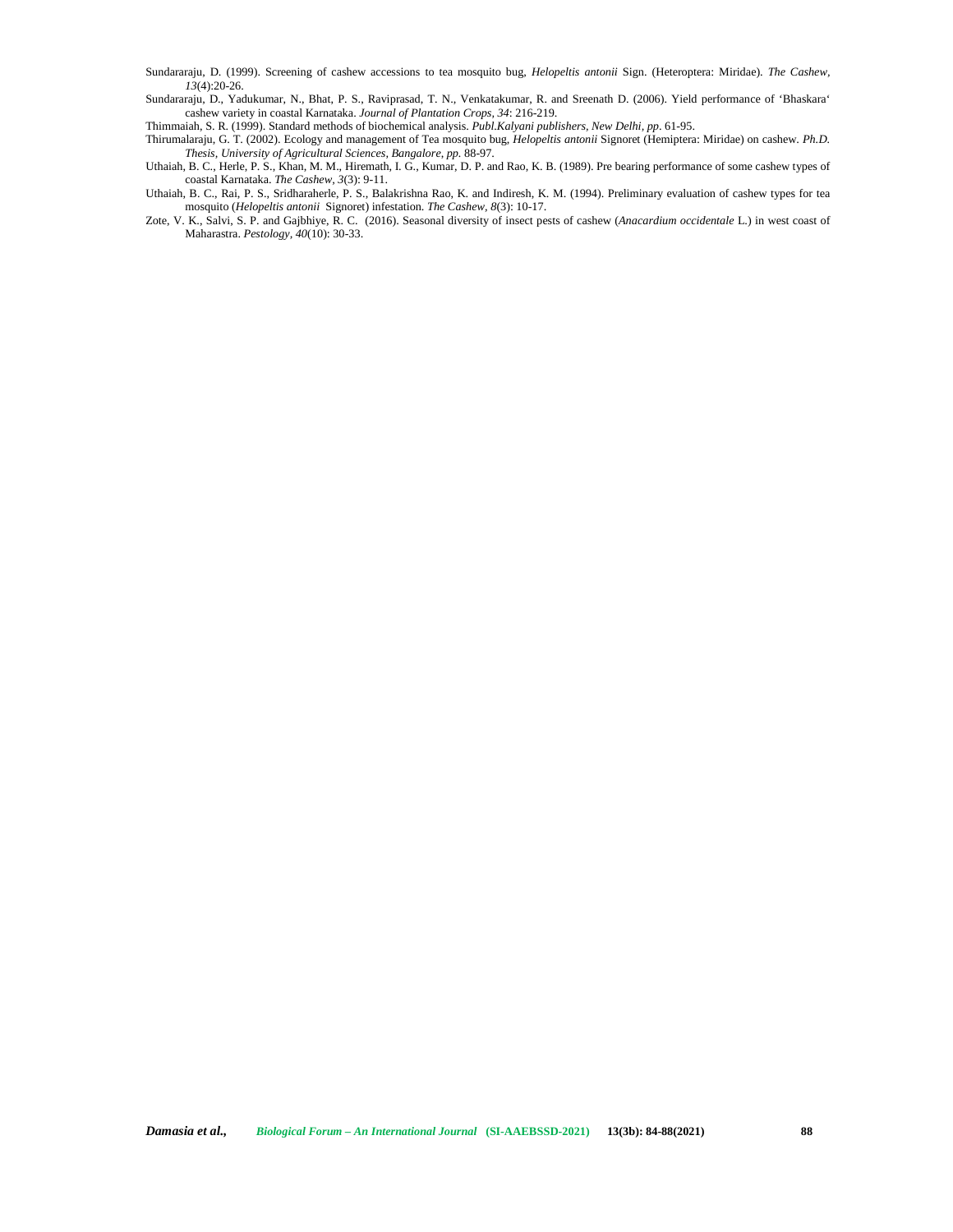Sundararaju, D. (1999). Screening of cashew accessions to tea mosquito bug, *Helopeltis antonii* Sign. (Heteroptera: Miridae). *The Cashew, 13*(4):20-26.

Sundararaju, D., Yadukumar, N., Bhat, P. S., Raviprasad, T. N., Venkatakumar, R. and Sreenath D. (2006). Yield performance of 'Bhaskara' cashew variety in coastal Karnataka. *Journal of Plantation Crops, 34*: 216-219.

Thimmaiah, S. R. (1999). Standard methods of biochemical analysis. *Publ.Kalyani publishers, New Delhi, pp*. 61-95.

Thirumalaraju, G. T. (2002). Ecology and management of Tea mosquito bug, *Helopeltis antonii* Signoret (Hemiptera: Miridae) on cashew. *Ph.D. Thesis, University of Agricultural Sciences, Bangalore, pp*. 88-97.

Uthaiah, B. C., Herle, P. S., Khan, M. M., Hiremath, I. G., Kumar, D. P. and Rao, K. B. (1989). Pre bearing performance of some cashew types of coastal Karnataka. *The Cashew, 3*(3): 9-11.

Uthaiah, B. C., Rai, P. S., Sridharaherle, P. S., Balakrishna Rao, K. and Indiresh, K. M. (1994). Preliminary evaluation of cashew types for tea mosquito (*Helopeltis antonii* Signoret) infestation. *The Cashew, 8*(3): 10-17.

Zote, V. K., Salvi, S. P. and Gajbhiye, R. C. (2016). Seasonal diversity of insect pests of cashew (*Anacardium occidentale* L.) in west coast of Maharastra. *Pestology, 40*(10): 30-33.